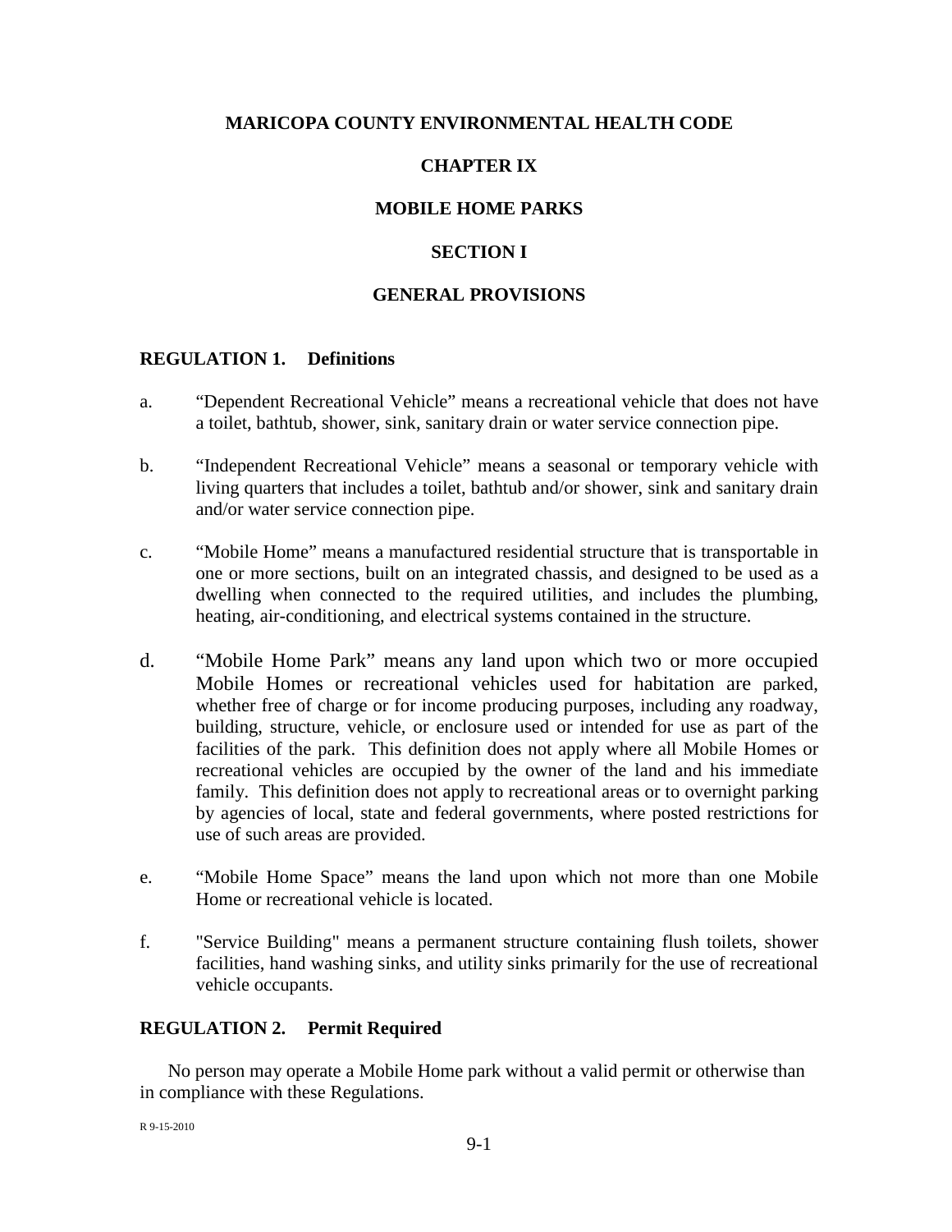# MARICOPA COUNTY ENVIRONMENTAL HEALTH CODE

# CHAPTER IX

# MOBILE HOME PARKS

## SECTION I

## GENERAL PROVISIONS

### REGULATION 1. Definitions

a. "Dependent Recreational Vehicle" means a recreational vehicle that does not have a toilet, bathtub, shower, sink, sanitary drain or water service connection pipe.

b. "Independent Recreational Vehicle" means a seasonal or temporary vehicle with living quarters that includes a toilet, bathtub and/or shower, sink and sanitary drain and/or water service connection pipe.

c. "Mobile Home" means a manufactured residential structure that is transportable in one or more sections, built on an integrated chassis, and designed to be used as a dwelling when connected to the required utilities, and includes the plumbing, heating, air-conditioning, and electrical systems contained in the structure.

d. "Mobile Home Park" means any land upon which two or more occupied Mobile Homes or recreational vehicles used for habitation are parked, whether free of charge or for income producing purposes, including any roadway, building, structure, vehicle, or enclosure used or intended for use as part of the facilities of the park. This definition does not apply where all Mobile Homes or recreational vehicles are occupied by the owner of the land and his immediate family. This definition does not apply to recreational areas or to overnight parking by agencies of local, state and federal governments, where posted restrictions for use of such areas are provided.

e. "Mobile Home Space" means the land upon which not more than one Mobile Home or recreational vehicle is located.

f. "Service Building" means a permanent structure containing flush toilets, shower facilities, hand washing sinks, and utility sinks primarily for the use of recreational vehicle occupants.

### REGULATION 2. Permit Required

No person may operate a Mobile Home park without a valid permit or otherwise than in compliance with these Regulations.

R 9-15-2010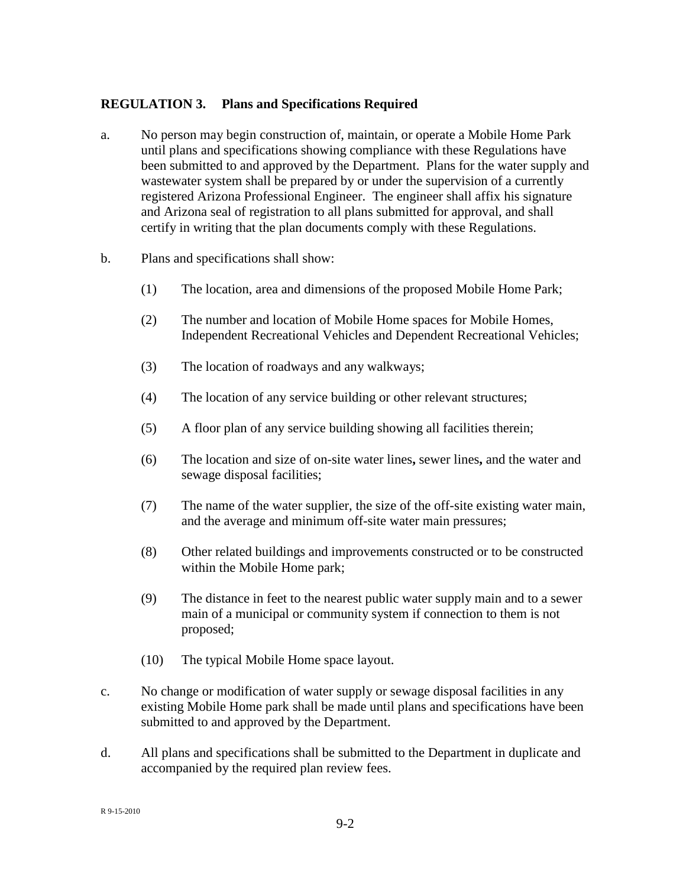## REGULATION 3. Plans and Specifications Required

a. No person may begin construction of, maintain, or operate a Mobile Home Park until plans and specifications showing compliance with these Regulations have been submitted to and approved by the Department. Plans for the water supply and wastewater system shall be prepared by or under the supervision of a currently registered Arizona Professional Engineer. The engineer shall affix his signature and Arizona seal of registration to all plans submitted for approval, and shall certify in writing that the plan documents comply with these Regulations.

b. Plans and specifications shall show:

   (1) The location, area and dimensions of the proposed Mobile Home Park;

   (2) The number and location of Mobile Home spaces for Mobile Homes, Independent Recreational Vehicles and Dependent Recreational Vehicles;

   (3) The location of roadways and any walkways;

   (4) The location of any service building or other relevant structures;

   (5) A floor plan of any service building showing all facilities therein;

   (6) The location and size of on-site water lines**,** sewer lines**,** and the water and sewage disposal facilities;

   (7) The name of the water supplier, the size of the off-site existing water main, and the average and minimum off-site water main pressures;

   (8) Other related buildings and improvements constructed or to be constructed within the Mobile Home park;

   (9) The distance in feet to the nearest public water supply main and to a sewer main of a municipal or community system if connection to them is not proposed;

   (10) The typical Mobile Home space layout.

c. No change or modification of water supply or sewage disposal facilities in any existing Mobile Home park shall be made until plans and specifications have been submitted to and approved by the Department.

d. All plans and specifications shall be submitted to the Department in duplicate and accompanied by the required plan review fees.

R 9-15-2010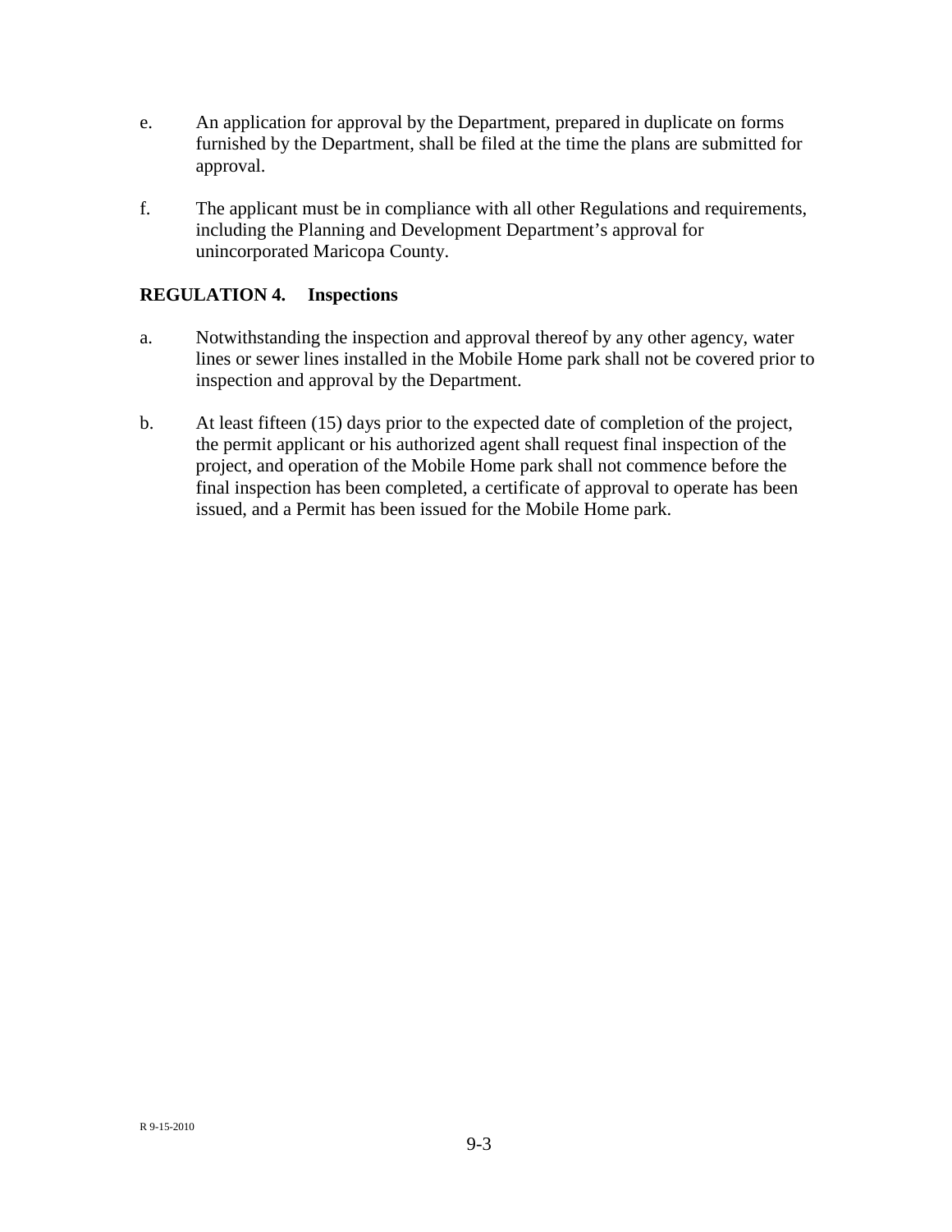e. An application for approval by the Department, prepared in duplicate on forms furnished by the Department, shall be filed at the time the plans are submitted for approval.

f. The applicant must be in compliance with all other Regulations and requirements, including the Planning and Development Department's approval for unincorporated Maricopa County.

## REGULATION 4. Inspections

a. Notwithstanding the inspection and approval thereof by any other agency, water lines or sewer lines installed in the Mobile Home park shall not be covered prior to inspection and approval by the Department.

b. At least fifteen (15) days prior to the expected date of completion of the project, the permit applicant or his authorized agent shall request final inspection of the project, and operation of the Mobile Home park shall not commence before the final inspection has been completed, a certificate of approval to operate has been issued, and a Permit has been issued for the Mobile Home park.